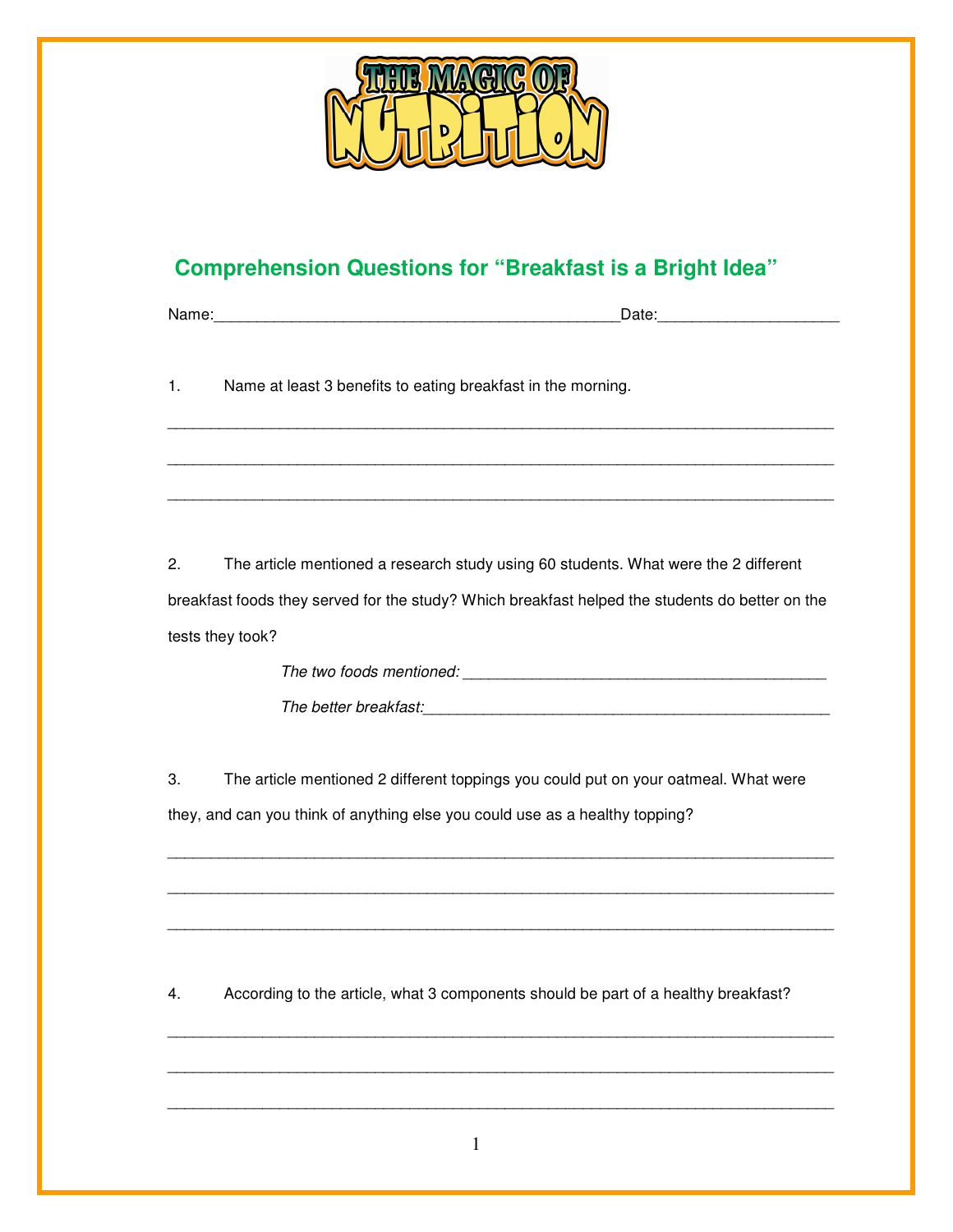THE MAGIC OF NUTRITION

## Comprehension Questions for “Breakfast is a Bright Idea”

Name:_____________________________________________Date:____________________

1. Name at least 3 benefits to eating breakfast in the morning.

___________________________________________________________________________

___________________________________________________________________________

___________________________________________________________________________

2. The article mentioned a research study using 60 students. What were the 2 different breakfast foods they served for the study? Which breakfast helped the students do better on the tests they took?

*The two foods mentioned:* ________________________________________

*The better breakfast:*____________________________________________

3. The article mentioned 2 different toppings you could put on your oatmeal. What were they, and can you think of anything else you could use as a healthy topping?

___________________________________________________________________________

___________________________________________________________________________

___________________________________________________________________________

4. According to the article, what 3 components should be part of a healthy breakfast?

___________________________________________________________________________

___________________________________________________________________________

___________________________________________________________________________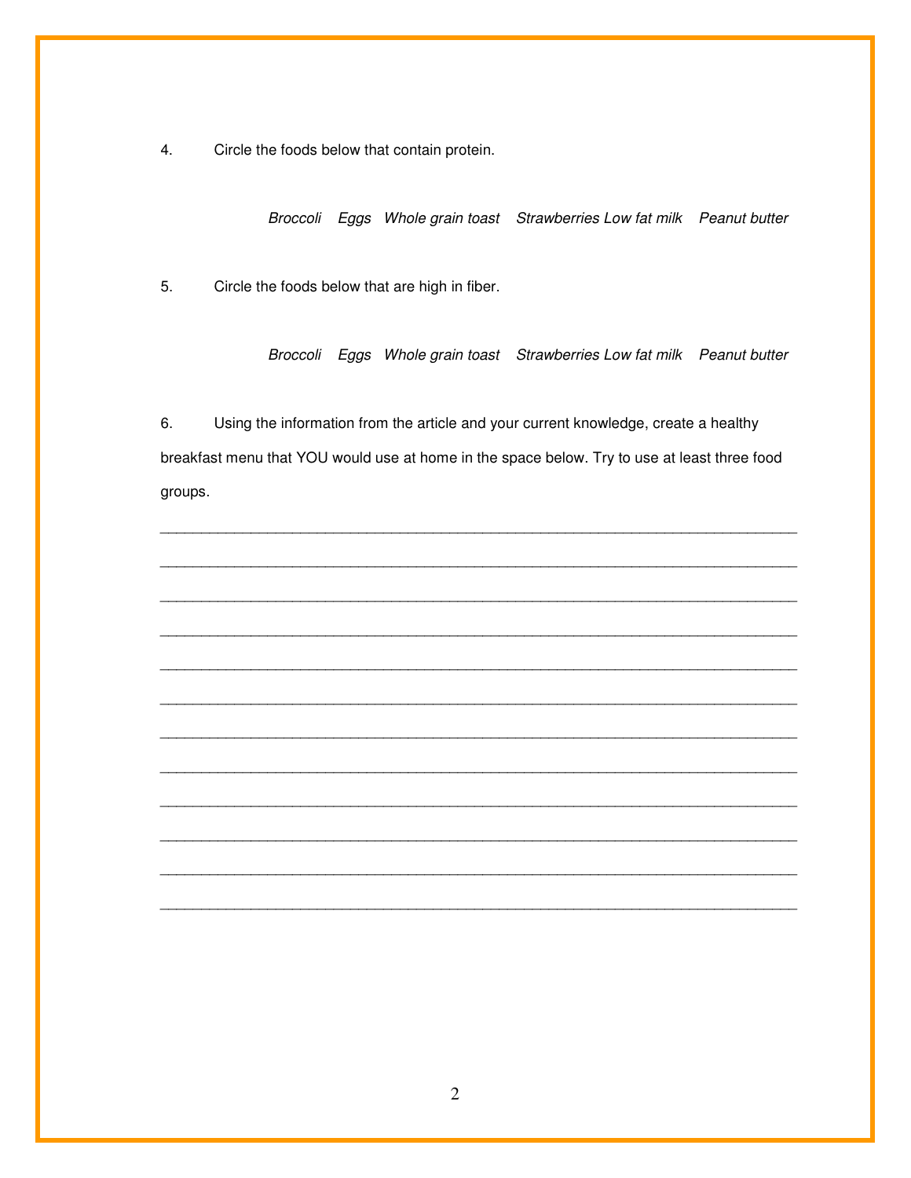4. Circle the foods below that contain protein.

*Broccoli Eggs Whole grain toast Strawberries Low fat milk Peanut butter*

5. Circle the foods below that are high in fiber.

*Broccoli Eggs Whole grain toast Strawberries Low fat milk Peanut butter*

6. Using the information from the article and your current knowledge, create a healthy breakfast menu that YOU would use at home in the space below. Try to use at least three food groups.

\_\_\_\_\_\_\_\_\_\_\_\_\_\_\_\_\_\_\_\_\_\_\_\_\_\_\_\_\_\_\_\_\_\_\_\_\_\_\_\_\_\_\_\_\_\_\_\_\_\_\_\_\_\_\_\_\_\_\_\_\_\_\_\_\_\_\_\_\_\_

\_\_\_\_\_\_\_\_\_\_\_\_\_\_\_\_\_\_\_\_\_\_\_\_\_\_\_\_\_\_\_\_\_\_\_\_\_\_\_\_\_\_\_\_\_\_\_\_\_\_\_\_\_\_\_\_\_\_\_\_\_\_\_\_\_\_\_\_\_\_

\_\_\_\_\_\_\_\_\_\_\_\_\_\_\_\_\_\_\_\_\_\_\_\_\_\_\_\_\_\_\_\_\_\_\_\_\_\_\_\_\_\_\_\_\_\_\_\_\_\_\_\_\_\_\_\_\_\_\_\_\_\_\_\_\_\_\_\_\_\_

\_\_\_\_\_\_\_\_\_\_\_\_\_\_\_\_\_\_\_\_\_\_\_\_\_\_\_\_\_\_\_\_\_\_\_\_\_\_\_\_\_\_\_\_\_\_\_\_\_\_\_\_\_\_\_\_\_\_\_\_\_\_\_\_\_\_\_\_\_\_

\_\_\_\_\_\_\_\_\_\_\_\_\_\_\_\_\_\_\_\_\_\_\_\_\_\_\_\_\_\_\_\_\_\_\_\_\_\_\_\_\_\_\_\_\_\_\_\_\_\_\_\_\_\_\_\_\_\_\_\_\_\_\_\_\_\_\_\_\_\_

\_\_\_\_\_\_\_\_\_\_\_\_\_\_\_\_\_\_\_\_\_\_\_\_\_\_\_\_\_\_\_\_\_\_\_\_\_\_\_\_\_\_\_\_\_\_\_\_\_\_\_\_\_\_\_\_\_\_\_\_\_\_\_\_\_\_\_\_\_\_

\_\_\_\_\_\_\_\_\_\_\_\_\_\_\_\_\_\_\_\_\_\_\_\_\_\_\_\_\_\_\_\_\_\_\_\_\_\_\_\_\_\_\_\_\_\_\_\_\_\_\_\_\_\_\_\_\_\_\_\_\_\_\_\_\_\_\_\_\_\_

\_\_\_\_\_\_\_\_\_\_\_\_\_\_\_\_\_\_\_\_\_\_\_\_\_\_\_\_\_\_\_\_\_\_\_\_\_\_\_\_\_\_\_\_\_\_\_\_\_\_\_\_\_\_\_\_\_\_\_\_\_\_\_\_\_\_\_\_\_\_

\_\_\_\_\_\_\_\_\_\_\_\_\_\_\_\_\_\_\_\_\_\_\_\_\_\_\_\_\_\_\_\_\_\_\_\_\_\_\_\_\_\_\_\_\_\_\_\_\_\_\_\_\_\_\_\_\_\_\_\_\_\_\_\_\_\_\_\_\_\_

\_\_\_\_\_\_\_\_\_\_\_\_\_\_\_\_\_\_\_\_\_\_\_\_\_\_\_\_\_\_\_\_\_\_\_\_\_\_\_\_\_\_\_\_\_\_\_\_\_\_\_\_\_\_\_\_\_\_\_\_\_\_\_\_\_\_\_\_\_\_

\_\_\_\_\_\_\_\_\_\_\_\_\_\_\_\_\_\_\_\_\_\_\_\_\_\_\_\_\_\_\_\_\_\_\_\_\_\_\_\_\_\_\_\_\_\_\_\_\_\_\_\_\_\_\_\_\_\_\_\_\_\_\_\_\_\_\_\_\_\_

\_\_\_\_\_\_\_\_\_\_\_\_\_\_\_\_\_\_\_\_\_\_\_\_\_\_\_\_\_\_\_\_\_\_\_\_\_\_\_\_\_\_\_\_\_\_\_\_\_\_\_\_\_\_\_\_\_\_\_\_\_\_\_\_\_\_\_\_\_\_